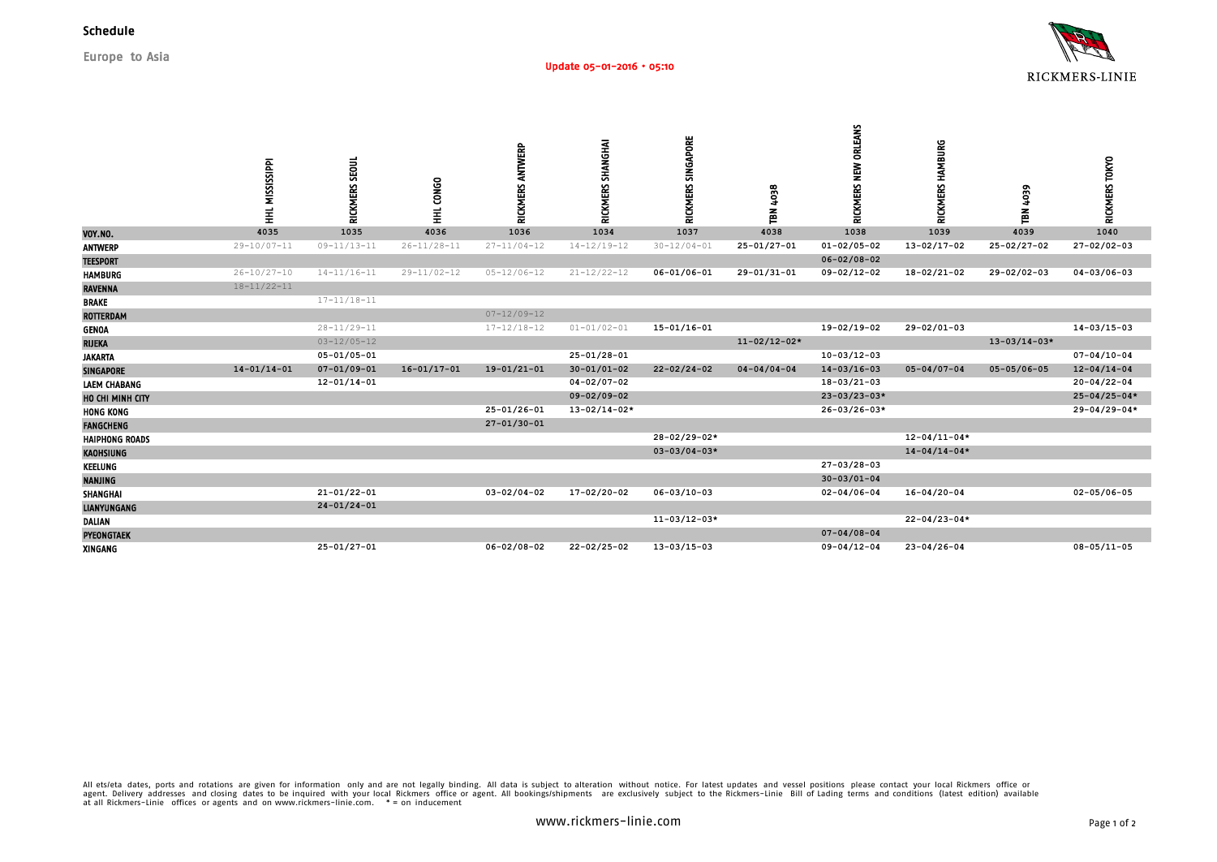# Schedule

**Europe to Asia**

Update 05-01-2016 • 05:10

RICKMERS-LINIE

| | HHL MISSISSIPPI | RICKMERS SEOUL | HHL CONGO | RICKMERS ANTWERP | RICKMERS SHANGHAI | RICKMERS SINGAPORE | TBN 4038 | RICKMERS NEW ORLEANS | RICKMERS HAMBURG | TBN 4039 | RICKMERS TOKYO |
|---|---|---|---|---|---|---|---|---|---|---|---|
| VOY.NO. | 4035 | 1035 | 4036 | 1036 | 1034 | 1037 | 4038 | 1038 | 1039 | 4039 | 1040 |
| ANTWERP | 29-10/07-11 | 09-11/13-11 | 26-11/28-11 | 27-11/04-12 | 14-12/19-12 | 30-12/04-01 | 25-01/27-01 | 01-02/05-02 | 13-02/17-02 | 25-02/27-02 | 27-02/02-03 |
| TEESPORT | | | | | | | | 06-02/08-02 | | | |
| HAMBURG | 26-10/27-10 | 14-11/16-11 | 29-11/02-12 | 05-12/06-12 | 21-12/22-12 | 06-01/06-01 | 29-01/31-01 | 09-02/12-02 | 18-02/21-02 | 29-02/02-03 | 04-03/06-03 |
| RAVENNA | 18-11/22-11 | | | | | | | | | | |
| BRAKE | | 17-11/18-11 | | | | | | | | | |
| ROTTERDAM | | | | 07-12/09-12 | | | | | | | |
| GENOA | | 28-11/29-11 | | 17-12/18-12 | 01-01/02-01 | 15-01/16-01 | | 19-02/19-02 | 29-02/01-03 | | 14-03/15-03 |
| RIJEKA | | 03-12/05-12 | | | | | 11-02/12-02* | | | 13-03/14-03* | |
| JAKARTA | | 05-01/05-01 | | | 25-01/28-01 | | | 10-03/12-03 | | | 07-04/10-04 |
| SINGAPORE | 14-01/14-01 | 07-01/09-01 | 16-01/17-01 | 19-01/21-01 | 30-01/01-02 | 22-02/24-02 | 04-04/04-04 | 14-03/16-03 | 05-04/07-04 | 05-05/06-05 | 12-04/14-04 |
| LAEM CHABANG | | 12-01/14-01 | | | 04-02/07-02 | | | 18-03/21-03 | | | 20-04/22-04 |
| HO CHI MINH CITY | | | | | 09-02/09-02 | | | 23-03/23-03* | | | 25-04/25-04* |
| HONG KONG | | | | 25-01/26-01 | 13-02/14-02* | | | 26-03/26-03* | | | 29-04/29-04* |
| FANGCHENG | | | | 27-01/30-01 | | | | | | | |
| HAIPHONG ROADS | | | | | | 28-02/29-02* | | | 12-04/11-04* | | |
| KAOHSIUNG | | | | | | 03-03/04-03* | | | 14-04/14-04* | | |
| KEELUNG | | | | | | | | 27-03/28-03 | | | |
| NANJING | | | | | | | | 30-03/01-04 | | | |
| SHANGHAI | | 21-01/22-01 | | 03-02/04-02 | 17-02/20-02 | 06-03/10-03 | | 02-04/06-04 | 16-04/20-04 | | 02-05/06-05 |
| LIANYUNGANG | | 24-01/24-01 | | | | | | | | | |
| DALIAN | | | | | | 11-03/12-03* | | | 22-04/23-04* | | |
| PYEONGTAEK | | | | | | | | 07-04/08-04 | | | |
| XINGANG | | 25-01/27-01 | | 06-02/08-02 | 22-02/25-02 | 13-03/15-03 | | 09-04/12-04 | 23-04/26-04 | | 08-05/11-05 |

All ets/eta dates, ports and rotations are given for information only and are not legally binding. All data is subject to alteration without notice. For latest updates and vessel positions please contact your local Rickmers office or agent. Delivery addresses and closing dates to be inquired with your local Rickmers office or agent. All bookings/shipments are exclusively subject to the Rickmers-Linie Bill of Lading terms and conditions (latest edition) available at all Rickmers-Linie offices or agents and on www.rickmers-linie.com. * = on inducement

www.rickmers-linie.com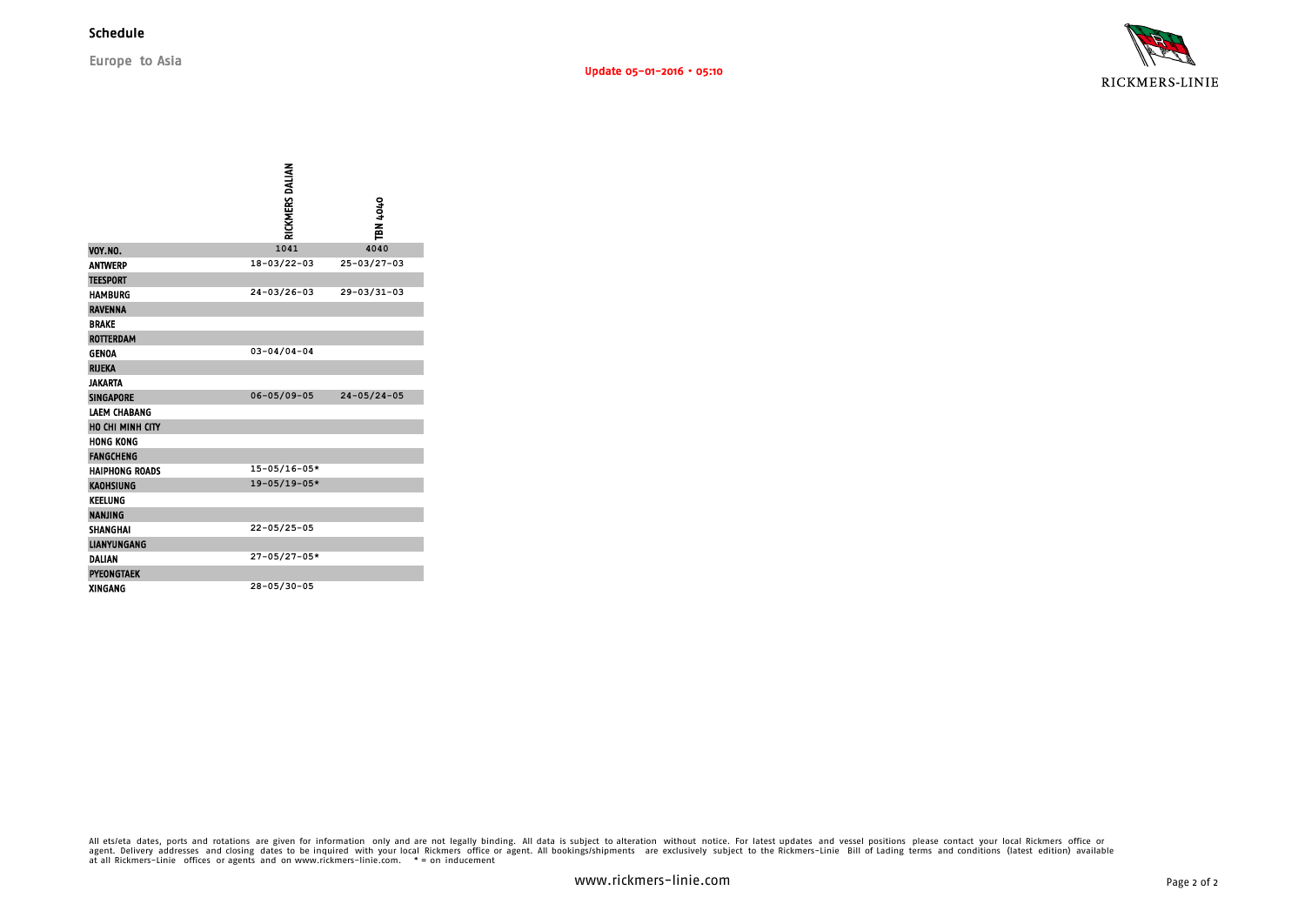# Schedule

## Europe to Asia

**Update 05-01-2016 • 05:10**

RICKMERS-LINIE

| | RICKMERS DALIAN | TBN 4040 |
|---|---|---|
| VOY.NO. | 1041 | 4040 |
| ANTWERP | 18-03/22-03 | 25-03/27-03 |
| TEESPORT | | |
| HAMBURG | 24-03/26-03 | 29-03/31-03 |
| RAVENNA | | |
| BRAKE | | |
| ROTTERDAM | | |
| GENOA | 03-04/04-04 | |
| RIJEKA | | |
| JAKARTA | | |
| SINGAPORE | 06-05/09-05 | 24-05/24-05 |
| LAEM CHABANG | | |
| HO CHI MINH CITY | | |
| HONG KONG | | |
| FANGCHENG | | |
| HAIPHONG ROADS | 15-05/16-05* | |
| KAOHSIUNG | 19-05/19-05* | |
| KEELUNG | | |
| NANJING | | |
| SHANGHAI | 22-05/25-05 | |
| LIANYUNGANG | | |
| DALIAN | 27-05/27-05* | |
| PYEONGTAEK | | |
| XINGANG | 28-05/30-05 | |

All ets/eta dates, ports and rotations are given for information only and are not legally binding. All data is subject to alteration without notice. For latest updates and vessel positions please contact your local Rickmers office or agent. Delivery addresses and closing dates to be inquired with your local Rickmers office or agent. All bookings/shipments are exclusively subject to the Rickmers-Linie Bill of Lading terms and conditions (latest edition) available at all Rickmers-Linie offices or agents and on www.rickmers-linie.com. * = on inducement

www.rickmers-linie.com